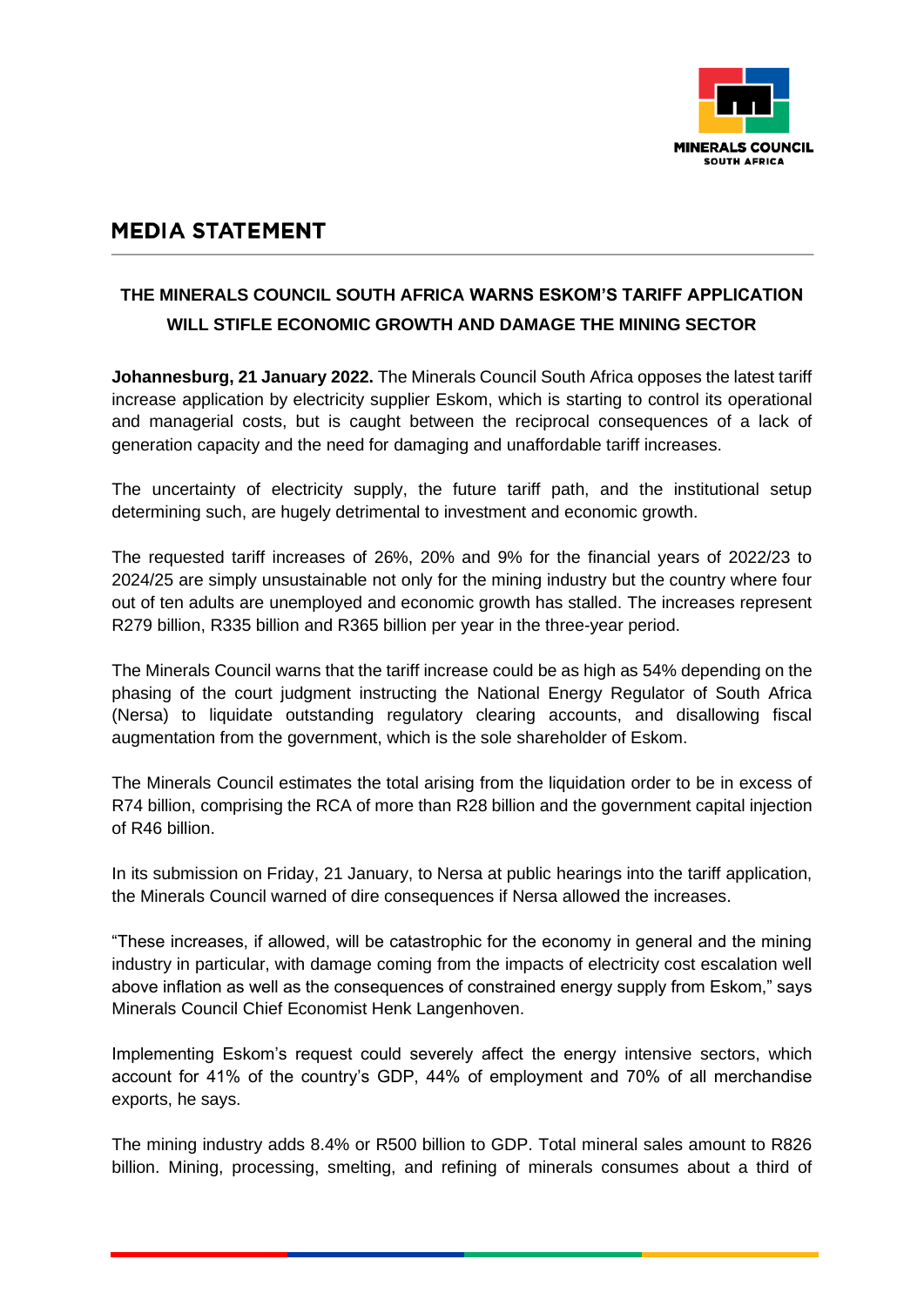# MEDIA STATEMENT

## THE MINERALS COUNCIL SOUTH AFRICA WARNS ESKOM'S TARIFF APPLICATION WILL STIFLE ECONOMIC GROWTH AND DAMAGE THE MINING SECTOR

**Johannesburg, 21 January 2022.** The Minerals Council South Africa opposes the latest tariff increase application by electricity supplier Eskom, which is starting to control its operational and managerial costs, but is caught between the reciprocal consequences of a lack of generation capacity and the need for damaging and unaffordable tariff increases.

The uncertainty of electricity supply, the future tariff path, and the institutional setup determining such, are hugely detrimental to investment and economic growth.

The requested tariff increases of 26%, 20% and 9% for the financial years of 2022/23 to 2024/25 are simply unsustainable not only for the mining industry but the country where four out of ten adults are unemployed and economic growth has stalled. The increases represent R279 billion, R335 billion and R365 billion per year in the three-year period.

The Minerals Council warns that the tariff increase could be as high as 54% depending on the phasing of the court judgment instructing the National Energy Regulator of South Africa (Nersa) to liquidate outstanding regulatory clearing accounts, and disallowing fiscal augmentation from the government, which is the sole shareholder of Eskom.

The Minerals Council estimates the total arising from the liquidation order to be in excess of R74 billion, comprising the RCA of more than R28 billion and the government capital injection of R46 billion.

In its submission on Friday, 21 January, to Nersa at public hearings into the tariff application, the Minerals Council warned of dire consequences if Nersa allowed the increases.

"These increases, if allowed, will be catastrophic for the economy in general and the mining industry in particular, with damage coming from the impacts of electricity cost escalation well above inflation as well as the consequences of constrained energy supply from Eskom," says Minerals Council Chief Economist Henk Langenhoven.

Implementing Eskom's request could severely affect the energy intensive sectors, which account for 41% of the country's GDP, 44% of employment and 70% of all merchandise exports, he says.

The mining industry adds 8.4% or R500 billion to GDP. Total mineral sales amount to R826 billion. Mining, processing, smelting, and refining of minerals consumes about a third of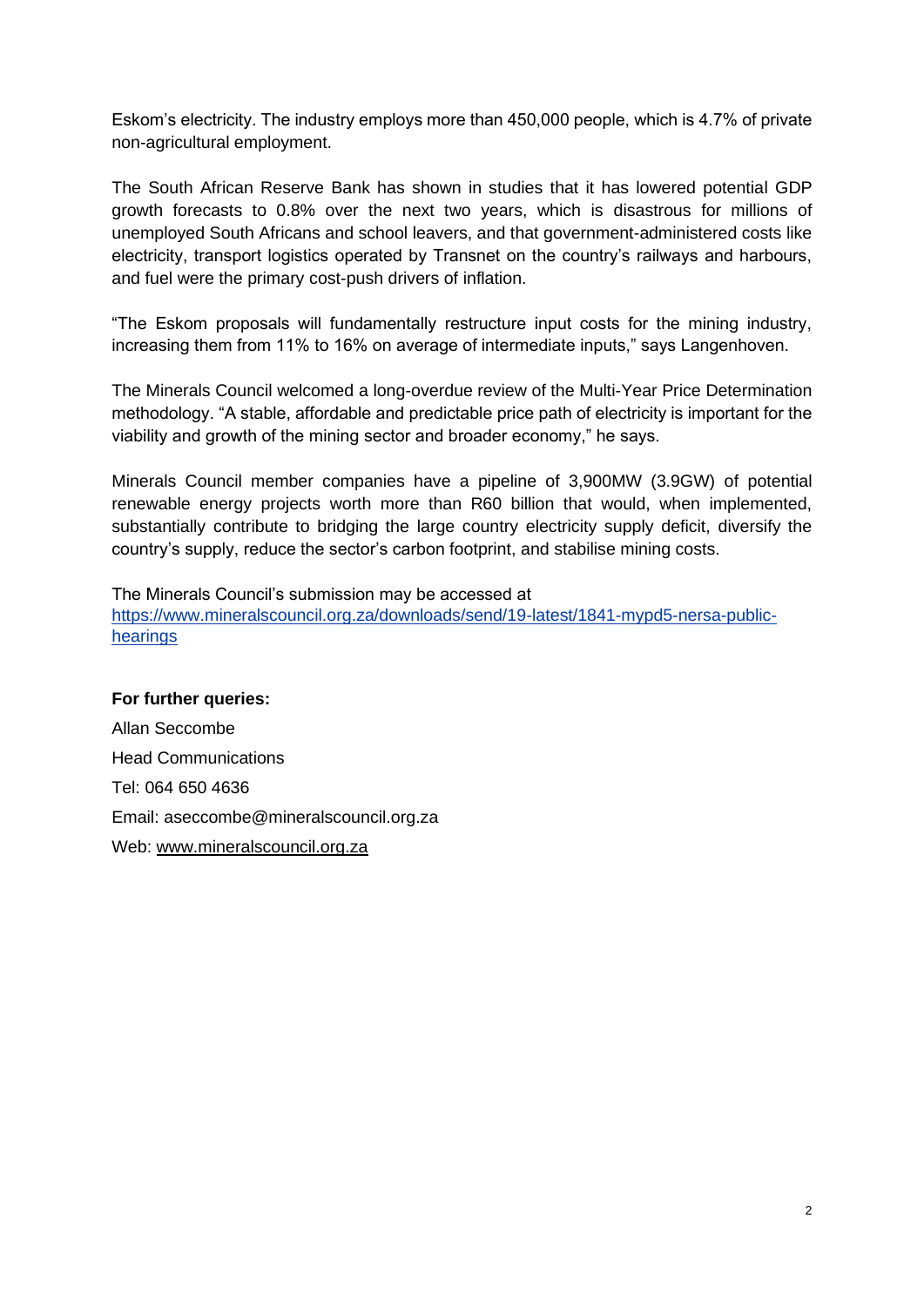Eskom's electricity. The industry employs more than 450,000 people, which is 4.7% of private non-agricultural employment.

The South African Reserve Bank has shown in studies that it has lowered potential GDP growth forecasts to 0.8% over the next two years, which is disastrous for millions of unemployed South Africans and school leavers, and that government-administered costs like electricity, transport logistics operated by Transnet on the country's railways and harbours, and fuel were the primary cost-push drivers of inflation.

"The Eskom proposals will fundamentally restructure input costs for the mining industry, increasing them from 11% to 16% on average of intermediate inputs," says Langenhoven.

The Minerals Council welcomed a long-overdue review of the Multi-Year Price Determination methodology. "A stable, affordable and predictable price path of electricity is important for the viability and growth of the mining sector and broader economy," he says.

Minerals Council member companies have a pipeline of 3,900MW (3.9GW) of potential renewable energy projects worth more than R60 billion that would, when implemented, substantially contribute to bridging the large country electricity supply deficit, diversify the country's supply, reduce the sector's carbon footprint, and stabilise mining costs.

The Minerals Council's submission may be accessed at
[https://www.mineralscouncil.org.za/downloads/send/19-latest/1841-mypd5-nersa-public-hearings](https://www.mineralscouncil.org.za/downloads/send/19-latest/1841-mypd5-nersa-public-hearings)

**For further queries:**

Allan Seccombe

Head Communications

Tel: 064 650 4636

Email: aseccombe@mineralscouncil.org.za

Web: [www.mineralscouncil.org.za](www.mineralscouncil.org.za)